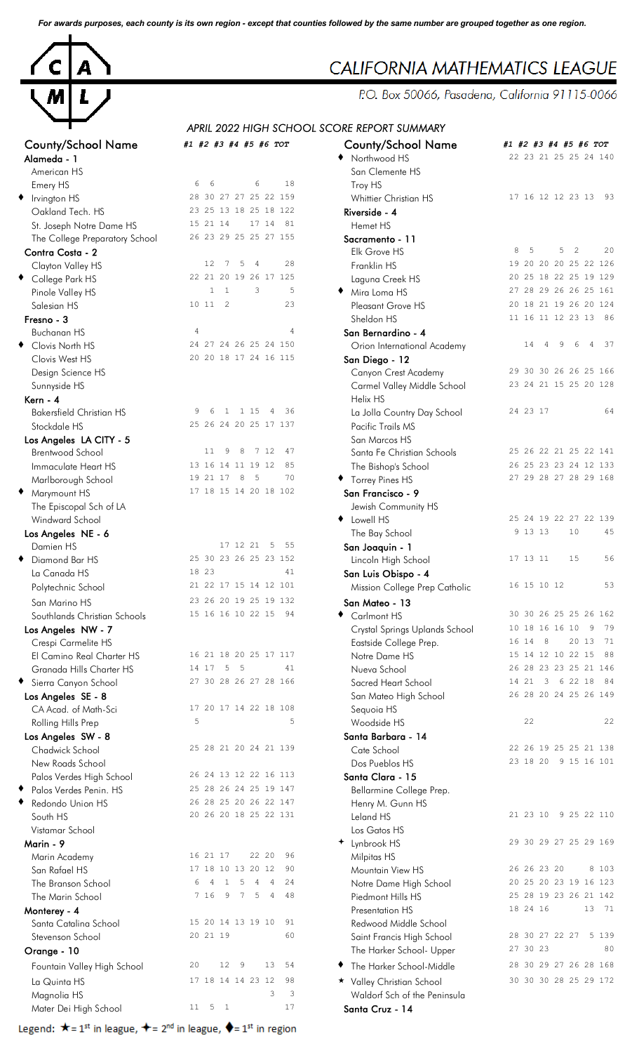*For awards purposes, each county is its own region - except that counties followed by the same number are grouped together as one region.*

# CALIFORNIA MATHEMATICS LEAGUE

P.O. Box 50066, Pasadena, California 91115-0066

*APRIL 2022 HIGH SCHOOL SCORE REPORT SUMMARY*

| | County/School Name | #1 | #2 | #3 | #4 | #5 | #6 | TOT |
|---|---|---|---|---|---|---|---|---|
| | **Alameda - 1** | | | | | | | |
| | American HS | | | | | | | |
| | Emery HS | 6 | 6 | | 6 | | | 18 |
| ♦ | Irvington HS | 28 | 30 | 27 | 27 | 25 | 22 | 159 |
| | Oakland Tech. HS | 23 | 25 | 13 | 18 | 25 | 18 | 122 |
| | St. Joseph Notre Dame HS | 15 | 21 | 14 | | 17 | 14 | 81 |
| | The College Preparatory School | 26 | 23 | 29 | 25 | 25 | 27 | 155 |
| | **Contra Costa - 2** | | | | | | | |
| | Clayton Valley HS | | 12 | 7 | 5 | 4 | | 28 |
| ♦ | College Park HS | 22 | 21 | 20 | 19 | 26 | 17 | 125 |
| | Pinole Valley HS | | 1 | 1 | 3 | | | 5 |
| | Salesian HS | 10 | 11 | 2 | | | | 23 |
| | **Fresno - 3** | | | | | | | |
| | Buchanan HS | 4 | | | | | | 4 |
| ♦ | Clovis North HS | 24 | 27 | 24 | 26 | 25 | 24 | 150 |
| | Clovis West HS | 20 | 20 | 18 | 17 | 24 | 16 | 115 |
| | Design Science HS | | | | | | | |
| | Sunnyside HS | | | | | | | |
| | **Kern - 4** | | | | | | | |
| | Bakersfield Christian HS | 9 | 6 | 1 | 1 | 15 | 4 | 36 |
| | Stockdale HS | 25 | 26 | 24 | 20 | 25 | 17 | 137 |
| | **Los Angeles LA CITY - 5** | | | | | | | |
| | Brentwood School | | 11 | 9 | 8 | 7 | 12 | 47 |
| | Immaculate Heart HS | 13 | 16 | 14 | 11 | 19 | 12 | 85 |
| | Marlborough School | 19 | 21 | 17 | 8 | 5 | | 70 |
| ♦ | Marymount HS | 17 | 18 | 15 | 14 | 20 | 18 | 102 |
| | The Episcopal Sch of LA | | | | | | | |
| | Windward School | | | | | | | |
| | **Los Angeles NE - 6** | | | | | | | |
| | Damien HS | | | 17 | 12 | 21 | 5 | 55 |
| ♦ | Diamond Bar HS | 25 | 30 | 23 | 26 | 25 | 23 | 152 |
| | La Canada HS | 18 | 23 | | | | | 41 |
| | Polytechnic School | 21 | 22 | 17 | 15 | 14 | 12 | 101 |
| | San Marino HS | 23 | 26 | 20 | 19 | 25 | 19 | 132 |
| | Southlands Christian Schools | 15 | 16 | 16 | 10 | 22 | 15 | 94 |
| | **Los Angeles NW - 7** | | | | | | | |
| | Crespi Carmelite HS | | | | | | | |
| | El Camino Real Charter HS | 16 | 21 | 18 | 20 | 25 | 17 | 117 |
| | Granada Hills Charter HS | 14 | 17 | 5 | 5 | | | 41 |
| ♦ | Sierra Canyon School | 27 | 30 | 28 | 26 | 27 | 28 | 166 |
| | **Los Angeles SE - 8** | | | | | | | |
| | CA Acad. of Math-Sci | 17 | 20 | 17 | 14 | 22 | 18 | 108 |
| | Rolling Hills Prep | 5 | | | | | | 5 |
| | **Los Angeles SW - 8** | | | | | | | |
| | Chadwick School | 25 | 28 | 21 | 20 | 24 | 21 | 139 |
| | New Roads School | | | | | | | |
| | Palos Verdes High School | 26 | 24 | 13 | 12 | 22 | 16 | 113 |
| ♦ | Palos Verdes Penin. HS | 25 | 28 | 26 | 24 | 25 | 19 | 147 |
| ♦ | Redondo Union HS | 26 | 28 | 25 | 20 | 26 | 22 | 147 |
| | South HS | 20 | 26 | 20 | 18 | 25 | 22 | 131 |
| | Vistamar School | | | | | | | |
| | **Marin - 9** | | | | | | | |
| | Marin Academy | 16 | 21 | 17 | | 22 | 20 | 96 |
| | San Rafael HS | 17 | 18 | 10 | 13 | 20 | 12 | 90 |
| | The Branson School | 6 | 4 | 1 | 5 | 4 | 4 | 24 |
| | The Marin School | 7 | 16 | 9 | 7 | 5 | 4 | 48 |
| | **Monterey - 4** | | | | | | | |
| | Santa Catalina School | 15 | 20 | 14 | 13 | 19 | 10 | 91 |
| | Stevenson School | 20 | 21 | 19 | | | | 60 |
| | **Orange - 10** | | | | | | | |
| | Fountain Valley High School | 20 | | 12 | 9 | | 13 | 54 |
| | La Quinta HS | 17 | 18 | 14 | 14 | 23 | 12 | 98 |
| | Magnolia HS | | | | | | 3 | 3 |
| | Mater Dei High School | 11 | 5 | 1 | | | | 17 |
| ♦ | Northwood HS | 22 | 23 | 21 | 25 | 25 | 24 | 140 |
| | San Clemente HS | | | | | | | |
| | Troy HS | | | | | | | |
| | Whittier Christian HS | 17 | 16 | 12 | 12 | 23 | 13 | 93 |
| | **Riverside - 4** | | | | | | | |
| | Hemet HS | | | | | | | |
| | **Sacramento - 11** | | | | | | | |
| | Elk Grove HS | 8 | 5 | | | 5 | 2 | 20 |
| | Franklin HS | 19 | 20 | 20 | 20 | 25 | 22 | 126 |
| | Laguna Creek HS | 20 | 25 | 18 | 22 | 25 | 19 | 129 |
| ♦ | Mira Loma HS | 27 | 28 | 29 | 26 | 26 | 25 | 161 |
| | Pleasant Grove HS | 20 | 18 | 21 | 19 | 26 | 20 | 124 |
| | Sheldon HS | 11 | 16 | 11 | 12 | 23 | 13 | 86 |
| | **San Bernardino - 4** | | | | | | | |
| | Orion International Academy | | 14 | 4 | 9 | 6 | 4 | 37 |
| | **San Diego - 12** | | | | | | | |
| | Canyon Crest Academy | 29 | 30 | 30 | 26 | 26 | 25 | 166 |
| | Carmel Valley Middle School | 23 | 24 | 21 | 15 | 25 | 20 | 128 |
| | Helix HS | | | | | | | |
| | La Jolla Country Day School | 24 | 23 | 17 | | | | 64 |
| | Pacific Trails MS | | | | | | | |
| | San Marcos HS | | | | | | | |
| | Santa Fe Christian Schools | 25 | 26 | 22 | 21 | 25 | 22 | 141 |
| | The Bishop's School | 26 | 25 | 23 | 23 | 24 | 12 | 133 |
| ♦ | Torrey Pines HS | 27 | 29 | 28 | 27 | 28 | 29 | 168 |
| | **San Francisco - 9** | | | | | | | |
| | Jewish Community HS | | | | | | | |
| ♦ | Lowell HS | 25 | 24 | 19 | 22 | 27 | 22 | 139 |
| | The Bay School | 9 | 13 | 13 | | 10 | | 45 |
| | **San Joaquin - 1** | | | | | | | |
| | Lincoln High School | 17 | 13 | 11 | | 15 | | 56 |
| | **San Luis Obispo - 4** | | | | | | | |
| | Mission College Prep Catholic | 16 | 15 | 10 | 12 | | | 53 |
| | **San Mateo - 13** | | | | | | | |
| ♦ | Carlmont HS | 30 | 30 | 26 | 25 | 25 | 26 | 162 |
| | Crystal Springs Uplands School | 10 | 18 | 16 | 16 | 10 | 9 | 79 |
| | Eastside College Prep. | 16 | 14 | 8 | | 20 | 13 | 71 |
| | Notre Dame HS | 15 | 14 | 12 | 10 | 22 | 15 | 88 |
| | Nueva School | 26 | 28 | 23 | 23 | 25 | 21 | 146 |
| | Sacred Heart School | 14 | 21 | 3 | 6 | 22 | 18 | 84 |
| | San Mateo High School | 26 | 28 | 20 | 24 | 25 | 26 | 149 |
| | Sequoia HS | | | | | | | |
| | Woodside HS | | 22 | | | | | 22 |
| | **Santa Barbara - 14** | | | | | | | |
| | Cate School | 22 | 26 | 19 | 25 | 25 | 21 | 138 |
| | Dos Pueblos HS | 23 | 18 | 20 | 9 | 15 | 16 | 101 |
| | **Santa Clara - 15** | | | | | | | |
| | Bellarmine College Prep. | | | | | | | |
| | Henry M. Gunn HS | | | | | | | |
| | Leland HS | 21 | 23 | 10 | 9 | 25 | 22 | 110 |
| | Los Gatos HS | | | | | | | |
| ✦ | Lynbrook HS | 29 | 30 | 29 | 27 | 25 | 29 | 169 |
| | Milpitas HS | | | | | | | |
| | Mountain View HS | 26 | 26 | 23 | 20 | | 8 | 103 |
| | Notre Dame High School | 20 | 25 | 20 | 23 | 19 | 16 | 123 |
| | Piedmont Hills HS | 25 | 28 | 19 | 23 | 26 | 21 | 142 |
| | Presentation HS | 18 | 24 | 16 | | | 13 | 71 |
| | Redwood Middle School | | | | | | | |
| | Saint Francis High School | 28 | 30 | 27 | 22 | 27 | 5 | 139 |
| | The Harker School- Upper | 27 | 30 | 23 | | | | 80 |
| ♦ | The Harker School-Middle | 28 | 30 | 29 | 27 | 26 | 28 | 168 |
| ★ | Valley Christian School | 30 | 30 | 30 | 28 | 25 | 29 | 172 |
| | Waldorf Sch of the Peninsula | | | | | | | |
| | **Santa Cruz - 14** | | | | | | | |

Legend: ★ = 1st in league, ✦ = 2nd in league, ♦ = 1st in region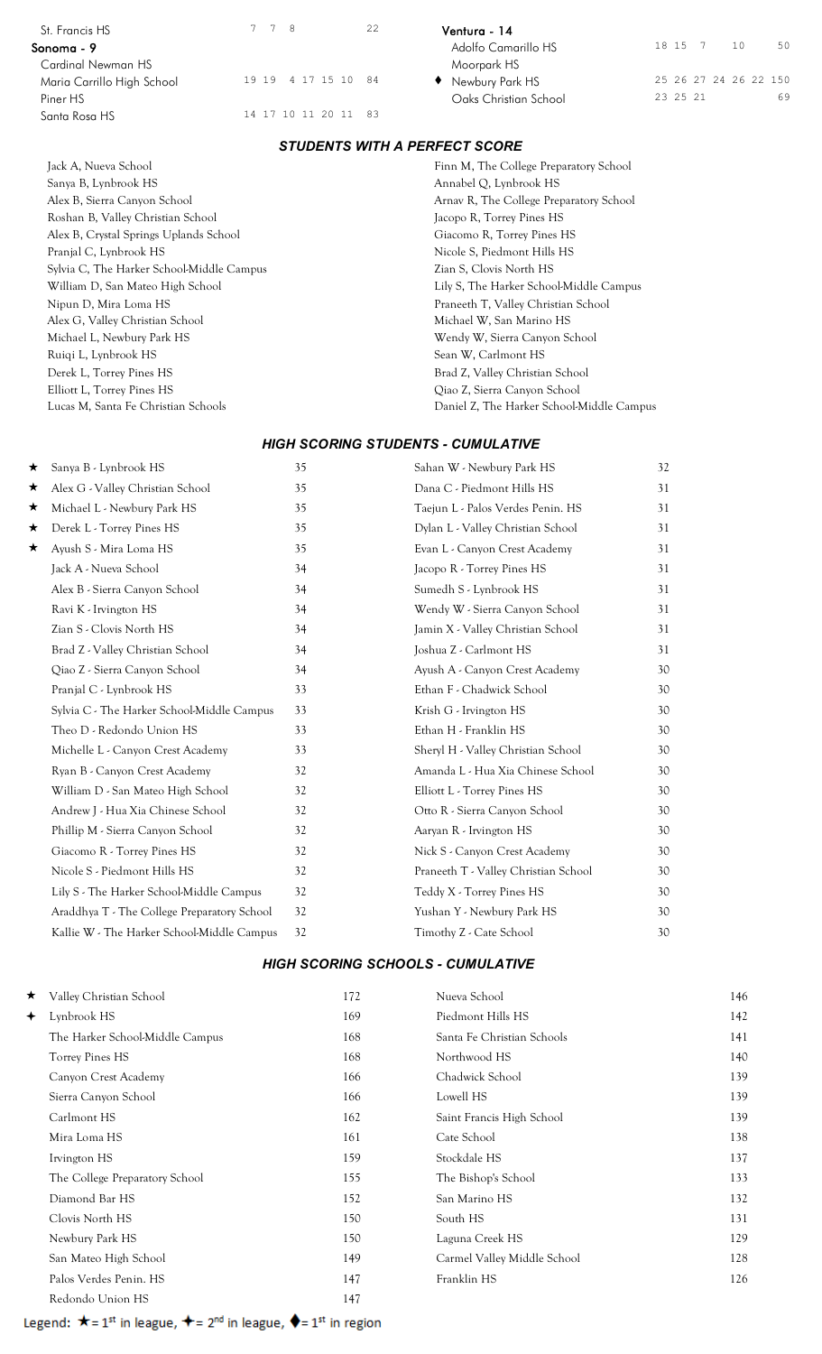| | | | | | | | |
|---|---|---|---|---|---|---|---|
| St. Francis HS | 7 | 7 | 8 | | | | 22 |
| **Sonoma - 9** | | | | | | | |
| Cardinal Newman HS | | | | | | | |
| Maria Carrillo High School | 19 | 19 | 4 | 17 | 15 | 10 | 84 |
| Piner HS | | | | | | | |
| Santa Rosa HS | 14 | 17 | 10 | 11 | 20 | 11 | 83 |

| | | | | | | | |
|---|---|---|---|---|---|---|---|
| **Ventura - 14** | | | | | | | |
| Adolfo Camarillo HS | 18 | 15 | 7 | 10 | | | 50 |
| Moorpark HS | | | | | | | |
| ♦ Newbury Park HS | 25 | 26 | 27 | 24 | 26 | 22 | 150 |
| Oaks Christian School | 23 | 25 | 21 | | | | 69 |

## *STUDENTS WITH A PERFECT SCORE*

- Jack A, Nueva School
- Sanya B, Lynbrook HS
- Alex B, Sierra Canyon School
- Roshan B, Valley Christian School
- Alex B, Crystal Springs Uplands School
- Pranjal C, Lynbrook HS
- Sylvia C, The Harker School-Middle Campus
- William D, San Mateo High School
- Nipun D, Mira Loma HS
- Alex G, Valley Christian School
- Michael L, Newbury Park HS
- Ruiqi L, Lynbrook HS
- Derek L, Torrey Pines HS
- Elliott L, Torrey Pines HS
- Lucas M, Santa Fe Christian Schools
- Finn M, The College Preparatory School
- Annabel Q, Lynbrook HS
- Arnav R, The College Preparatory School
- Jacopo R, Torrey Pines HS
- Giacomo R, Torrey Pines HS
- Nicole S, Piedmont Hills HS
- Zian S, Clovis North HS
- Lily S, The Harker School-Middle Campus
- Praneeth T, Valley Christian School
- Michael W, San Marino HS
- Wendy W, Sierra Canyon School
- Sean W, Carlmont HS
- Brad Z, Valley Christian School
- Qiao Z, Sierra Canyon School
- Daniel Z, The Harker School-Middle Campus

## *HIGH SCORING STUDENTS - CUMULATIVE*

| | | |
|---|---|---|
| ★ | Sanya B - Lynbrook HS | 35 |
| ★ | Alex G - Valley Christian School | 35 |
| ★ | Michael L - Newbury Park HS | 35 |
| ★ | Derek L - Torrey Pines HS | 35 |
| ★ | Ayush S - Mira Loma HS | 35 |
| | Jack A - Nueva School | 34 |
| | Alex B - Sierra Canyon School | 34 |
| | Ravi K - Irvington HS | 34 |
| | Zian S - Clovis North HS | 34 |
| | Brad Z - Valley Christian School | 34 |
| | Qiao Z - Sierra Canyon School | 34 |
| | Pranjal C - Lynbrook HS | 33 |
| | Sylvia C - The Harker School-Middle Campus | 33 |
| | Theo D - Redondo Union HS | 33 |
| | Michelle L - Canyon Crest Academy | 33 |
| | Ryan B - Canyon Crest Academy | 32 |
| | William D - San Mateo High School | 32 |
| | Andrew J - Hua Xia Chinese School | 32 |
| | Phillip M - Sierra Canyon School | 32 |
| | Giacomo R - Torrey Pines HS | 32 |
| | Nicole S - Piedmont Hills HS | 32 |
| | Lily S - The Harker School-Middle Campus | 32 |
| | Araddhya T - The College Preparatory School | 32 |
| | Kallie W - The Harker School-Middle Campus | 32 |
| | Sahan W - Newbury Park HS | 32 |
| | Dana C - Piedmont Hills HS | 31 |
| | Taejun L - Palos Verdes Penin. HS | 31 |
| | Dylan L - Valley Christian School | 31 |
| | Evan L - Canyon Crest Academy | 31 |
| | Jacopo R - Torrey Pines HS | 31 |
| | Sumedh S - Lynbrook HS | 31 |
| | Wendy W - Sierra Canyon School | 31 |
| | Jamin X - Valley Christian School | 31 |
| | Joshua Z - Carlmont HS | 31 |
| | Ayush A - Canyon Crest Academy | 30 |
| | Ethan F - Chadwick School | 30 |
| | Krish G - Irvington HS | 30 |
| | Ethan H - Franklin HS | 30 |
| | Sheryl H - Valley Christian School | 30 |
| | Amanda L - Hua Xia Chinese School | 30 |
| | Elliott L - Torrey Pines HS | 30 |
| | Otto R - Sierra Canyon School | 30 |
| | Aaryan R - Irvington HS | 30 |
| | Nick S - Canyon Crest Academy | 30 |
| | Praneeth T - Valley Christian School | 30 |
| | Teddy X - Torrey Pines HS | 30 |
| | Yushan Y - Newbury Park HS | 30 |
| | Timothy Z - Cate School | 30 |

## *HIGH SCORING SCHOOLS - CUMULATIVE*

| | | |
|---|---|---|
| ★ | Valley Christian School | 172 |
| ✦ | Lynbrook HS | 169 |
| | The Harker School-Middle Campus | 168 |
| | Torrey Pines HS | 168 |
| | Canyon Crest Academy | 166 |
| | Sierra Canyon School | 166 |
| | Carlmont HS | 162 |
| | Mira Loma HS | 161 |
| | Irvington HS | 159 |
| | The College Preparatory School | 155 |
| | Diamond Bar HS | 152 |
| | Clovis North HS | 150 |
| | Newbury Park HS | 150 |
| | San Mateo High School | 149 |
| | Palos Verdes Penin. HS | 147 |
| | Redondo Union HS | 147 |
| | Nueva School | 146 |
| | Piedmont Hills HS | 142 |
| | Santa Fe Christian Schools | 141 |
| | Northwood HS | 140 |
| | Chadwick School | 139 |
| | Lowell HS | 139 |
| | Saint Francis High School | 139 |
| | Cate School | 138 |
| | Stockdale HS | 137 |
| | The Bishop's School | 133 |
| | San Marino HS | 132 |
| | South HS | 131 |
| | Laguna Creek HS | 129 |
| | Carmel Valley Middle School | 128 |
| | Franklin HS | 126 |

Legend: ★ = 1st in league, ✦ = 2nd in league, ♦ = 1st in region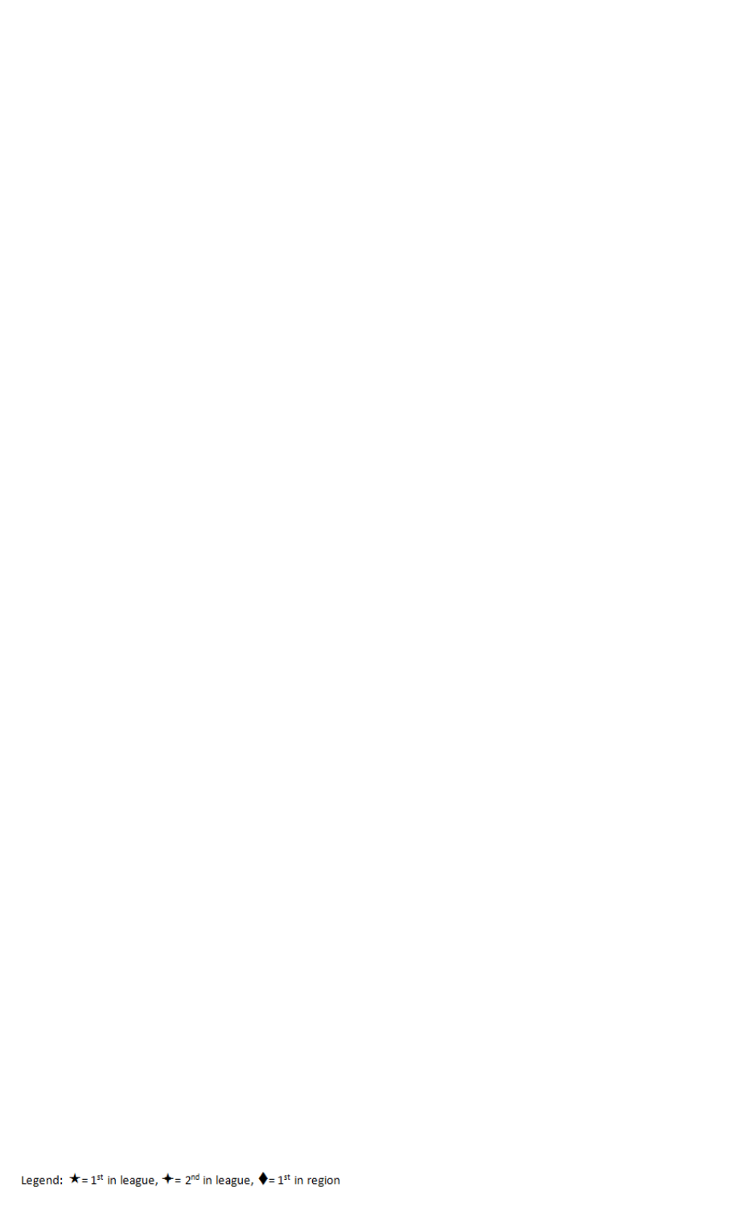Legend: ★ = 1st in league, ✦ = 2nd in league, ⧫ = 1st in region